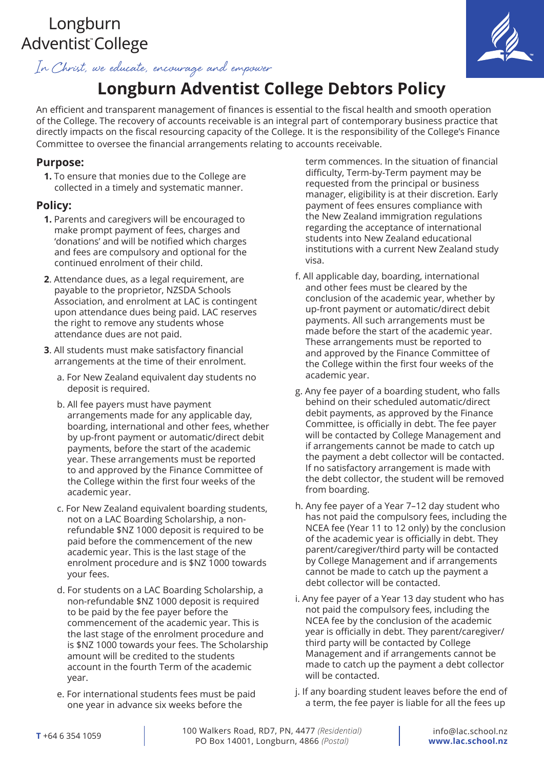Longburn Adventist™ College

*In Christ, we educate, encourage and empower*

# Longburn Adventist College Debtors Policy

An efficient and transparent management of finances is essential to the fiscal health and smooth operation of the College. The recovery of accounts receivable is an integral part of contemporary business practice that directly impacts on the fiscal resourcing capacity of the College. It is the responsibility of the College's Finance Committee to oversee the financial arrangements relating to accounts receivable.

## Purpose:

1. To ensure that monies due to the College are collected in a timely and systematic manner.

## Policy:

1. Parents and caregivers will be encouraged to make prompt payment of fees, charges and 'donations' and will be notified which charges and fees are compulsory and optional for the continued enrolment of their child.
2. Attendance dues, as a legal requirement, are payable to the proprietor, NZSDA Schools Association, and enrolment at LAC is contingent upon attendance dues being paid. LAC reserves the right to remove any students whose attendance dues are not paid.
3. All students must make satisfactory financial arrangements at the time of their enrolment.
   a. For New Zealand equivalent day students no deposit is required.
   b. All fee payers must have payment arrangements made for any applicable day, boarding, international and other fees, whether by up-front payment or automatic/direct debit payments, before the start of the academic year. These arrangements must be reported to and approved by the Finance Committee of the College within the first four weeks of the academic year.
   c. For New Zealand equivalent boarding students, not on a LAC Boarding Scholarship, a non-refundable $NZ 1000 deposit is required to be paid before the commencement of the new academic year. This is the last stage of the enrolment procedure and is $NZ 1000 towards your fees.
   d. For students on a LAC Boarding Scholarship, a non-refundable $NZ 1000 deposit is required to be paid by the fee payer before the commencement of the academic year. This is the last stage of the enrolment procedure and is $NZ 1000 towards your fees. The Scholarship amount will be credited to the students account in the fourth Term of the academic year.
   e. For international students fees must be paid one year in advance six weeks before the term commences. In the situation of financial difficulty, Term-by-Term payment may be requested from the principal or business manager, eligibility is at their discretion. Early payment of fees ensures compliance with the New Zealand immigration regulations regarding the acceptance of international students into New Zealand educational institutions with a current New Zealand study visa.
   f. All applicable day, boarding, international and other fees must be cleared by the conclusion of the academic year, whether by up-front payment or automatic/direct debit payments. All such arrangements must be made before the start of the academic year. These arrangements must be reported to and approved by the Finance Committee of the College within the first four weeks of the academic year.
   g. Any fee payer of a boarding student, who falls behind on their scheduled automatic/direct debit payments, as approved by the Finance Committee, is officially in debt. The fee payer will be contacted by College Management and if arrangements cannot be made to catch up the payment a debt collector will be contacted. If no satisfactory arrangement is made with the debt collector, the student will be removed from boarding.
   h. Any fee payer of a Year 7–12 day student who has not paid the compulsory fees, including the NCEA fee (Year 11 to 12 only) by the conclusion of the academic year is officially in debt. They parent/caregiver/third party will be contacted by College Management and if arrangements cannot be made to catch up the payment a debt collector will be contacted.
   i. Any fee payer of a Year 13 day student who has not paid the compulsory fees, including the NCEA fee by the conclusion of the academic year is officially in debt. They parent/caregiver/third party will be contacted by College Management and if arrangements cannot be made to catch up the payment a debt collector will be contacted.
   j. If any boarding student leaves before the end of a term, the fee payer is liable for all the fees up

**T** +64 6 354 1059 | 100 Walkers Road, RD7, PN, 4477 *(Residential)* PO Box 14001, Longburn, 4866 *(Postal)* | info@lac.school.nz **www.lac.school.nz**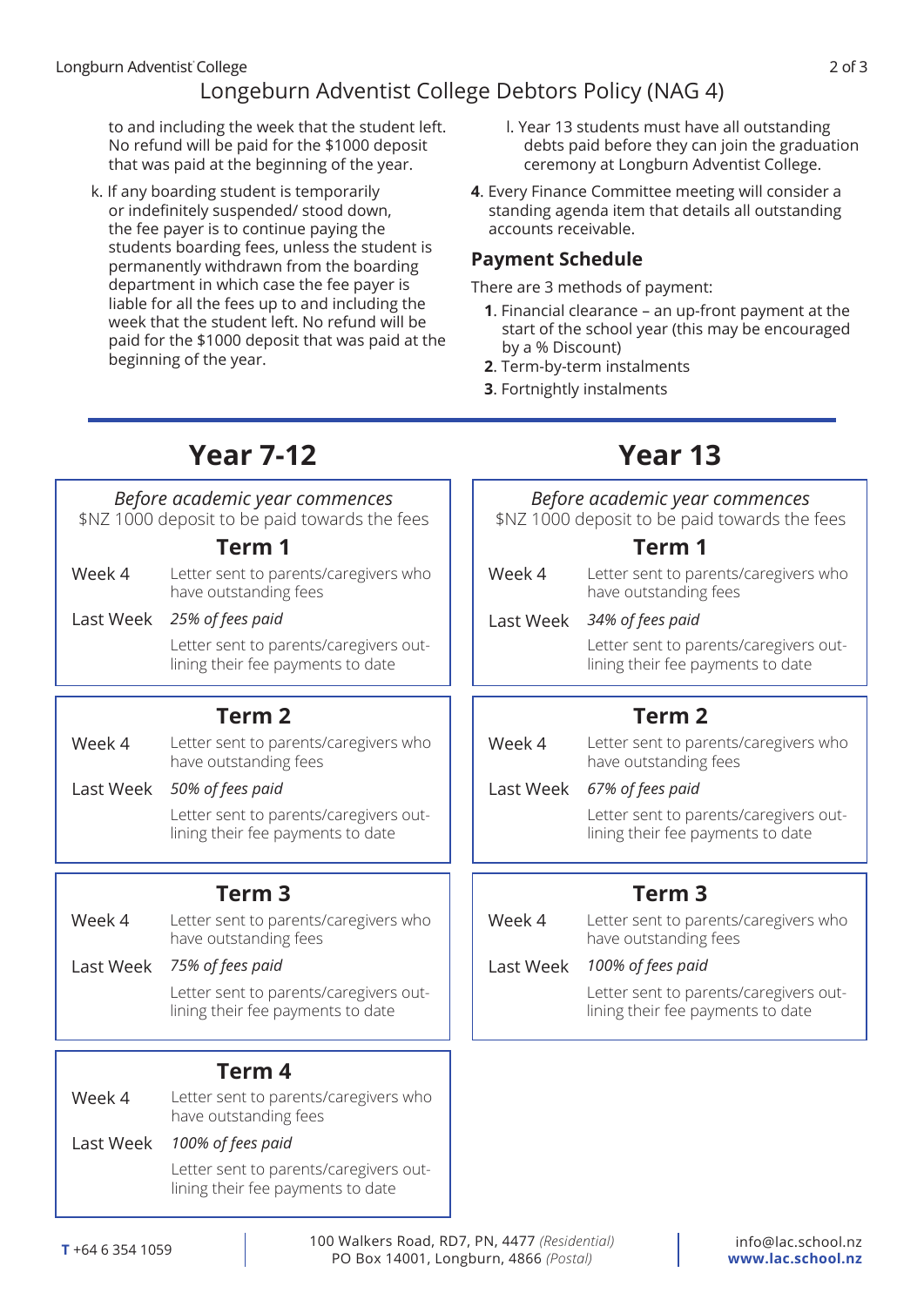# Longeburn Adventist College Debtors Policy (NAG 4)

to and including the week that the student left. No refund will be paid for the $1000 deposit that was paid at the beginning of the year.

k. If any boarding student is temporarily or indefinitely suspended/ stood down, the fee payer is to continue paying the students boarding fees, unless the student is permanently withdrawn from the boarding department in which case the fee payer is liable for all the fees up to and including the week that the student left. No refund will be paid for the $1000 deposit that was paid at the beginning of the year.

l. Year 13 students must have all outstanding debts paid before they can join the graduation ceremony at Longburn Adventist College.

**4**. Every Finance Committee meeting will consider a standing agenda item that details all outstanding accounts receivable.

## Payment Schedule

There are 3 methods of payment:

1. Financial clearance – an up-front payment at the start of the school year (this may be encouraged by a % Discount)
2. Term-by-term instalments
3. Fortnightly instalments

## Year 7-12

*Before academic year commences*
$NZ 1000 deposit to be paid towards the fees

### Term 1

| | |
|---|---|
| Week 4 | Letter sent to parents/caregivers who have outstanding fees |
| Last Week | *25% of fees paid* |
| | Letter sent to parents/caregivers outlining their fee payments to date |

### Term 2

| | |
|---|---|
| Week 4 | Letter sent to parents/caregivers who have outstanding fees |
| Last Week | *50% of fees paid* |
| | Letter sent to parents/caregivers outlining their fee payments to date |

### Term 3

| | |
|---|---|
| Week 4 | Letter sent to parents/caregivers who have outstanding fees |
| Last Week | *75% of fees paid* |
| | Letter sent to parents/caregivers outlining their fee payments to date |

### Term 4

| | |
|---|---|
| Week 4 | Letter sent to parents/caregivers who have outstanding fees |
| Last Week | *100% of fees paid* |
| | Letter sent to parents/caregivers outlining their fee payments to date |

## Year 13

*Before academic year commences*
$NZ 1000 deposit to be paid towards the fees

### Term 1

| | |
|---|---|
| Week 4 | Letter sent to parents/caregivers who have outstanding fees |
| Last Week | *34% of fees paid* |
| | Letter sent to parents/caregivers outlining their fee payments to date |

### Term 2

| | |
|---|---|
| Week 4 | Letter sent to parents/caregivers who have outstanding fees |
| Last Week | *67% of fees paid* |
| | Letter sent to parents/caregivers outlining their fee payments to date |

### Term 3

| | |
|---|---|
| Week 4 | Letter sent to parents/caregivers who have outstanding fees |
| Last Week | *100% of fees paid* |
| | Letter sent to parents/caregivers outlining their fee payments to date |